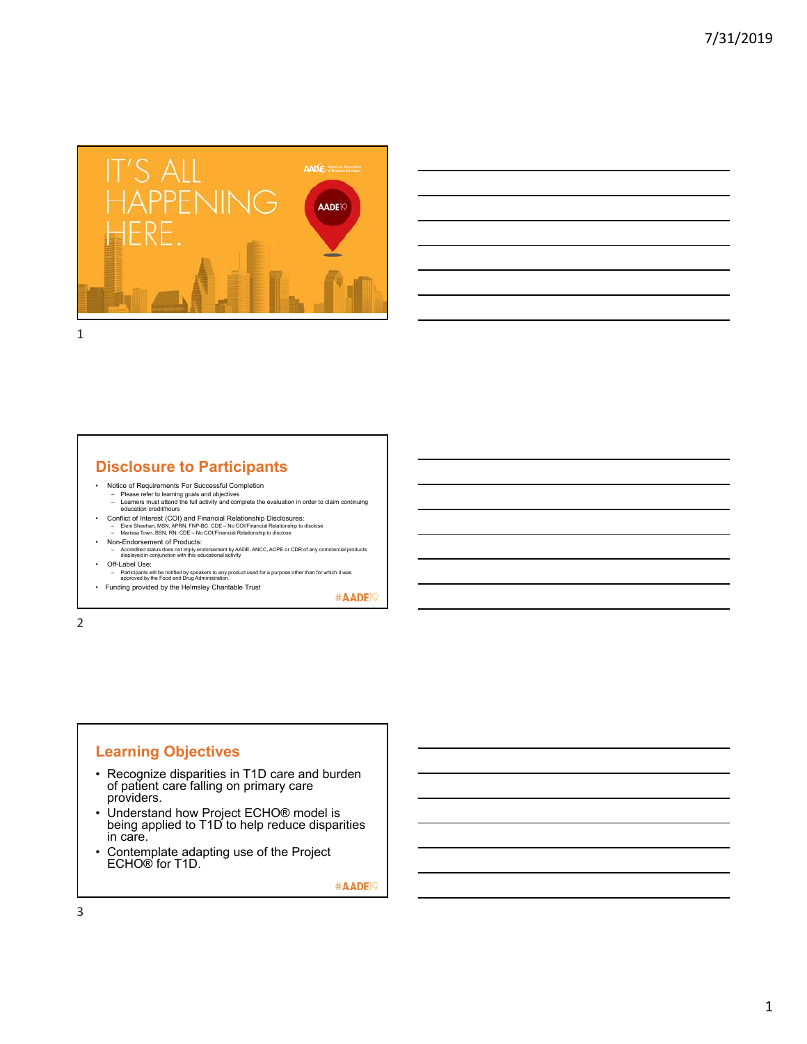IT'S ALL HAPPENING HERE.

AADE19

## Disclosure to Participants

- Notice of Requirements For Successful Completion
  - Please refer to learning goals and objectives
  - Learners must attend the full activity and complete the evaluation in order to claim continuing education credit/hours
- Conflict of Interest (COI) and Financial Relationship Disclosures:
  - Eleni Sheehan, MSN, APRN, FNP-BC, CDE – No COI/Financial Relationship to disclose
  - Marissa Town, BSN, RN, CDE – No COI/Financial Relationship to disclose
- Non-Endorsement of Products:
  - Accredited status does not imply endorsement by AADE, ANCC, ACPE or CDR of any commercial products displayed in conjunction with this educational activity
- Off-Label Use:
  - Participants will be notified by speakers to any product used for a purpose other than for which it was approved by the Food and Drug Administration.
- Funding provided by the Helmsley Charitable Trust

#AADE19

## Learning Objectives

- Recognize disparities in T1D care and burden of patient care falling on primary care providers.
- Understand how Project ECHO® model is being applied to T1D to help reduce disparities in care.
- Contemplate adapting use of the Project ECHO® for T1D.

#AADE19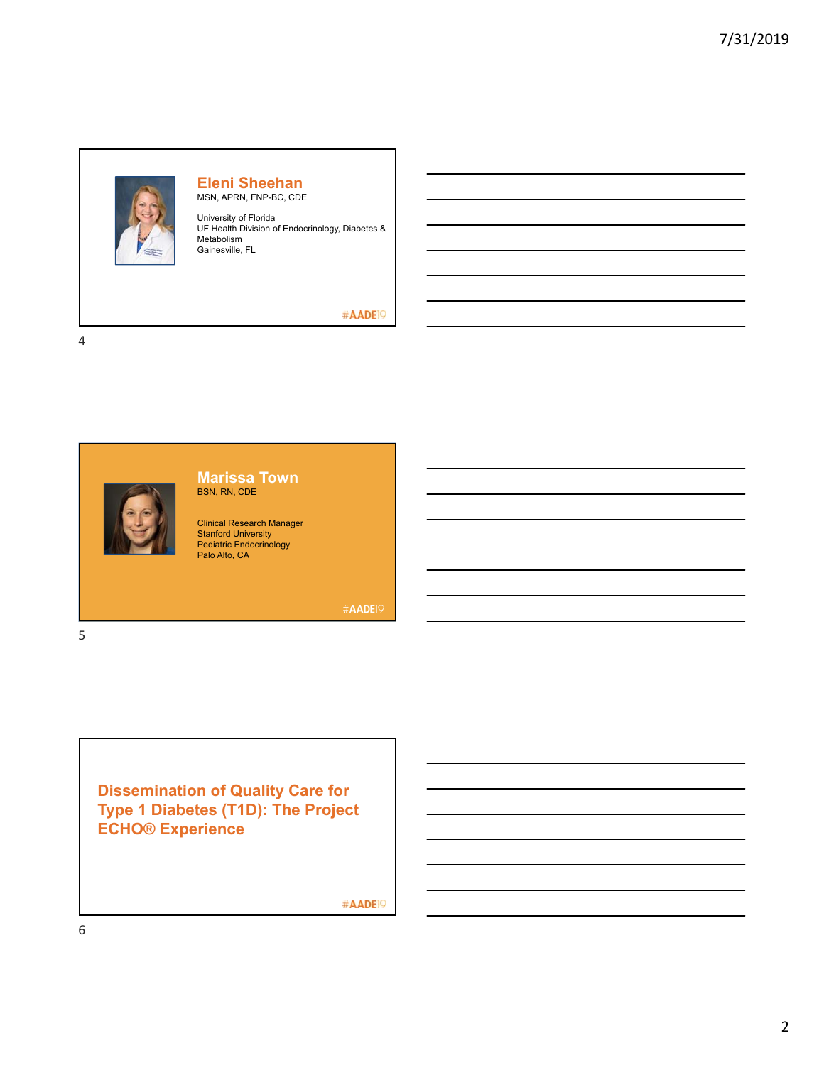## Eleni Sheehan

MSN, APRN, FNP-BC, CDE

University of Florida
UF Health Division of Endocrinology, Diabetes & Metabolism
Gainesville, FL

#AADE19

## Marissa Town

BSN, RN, CDE

Clinical Research Manager
Stanford University
Pediatric Endocrinology
Palo Alto, CA

#AADE19

## Dissemination of Quality Care for Type 1 Diabetes (T1D): The Project ECHO® Experience

#AADE19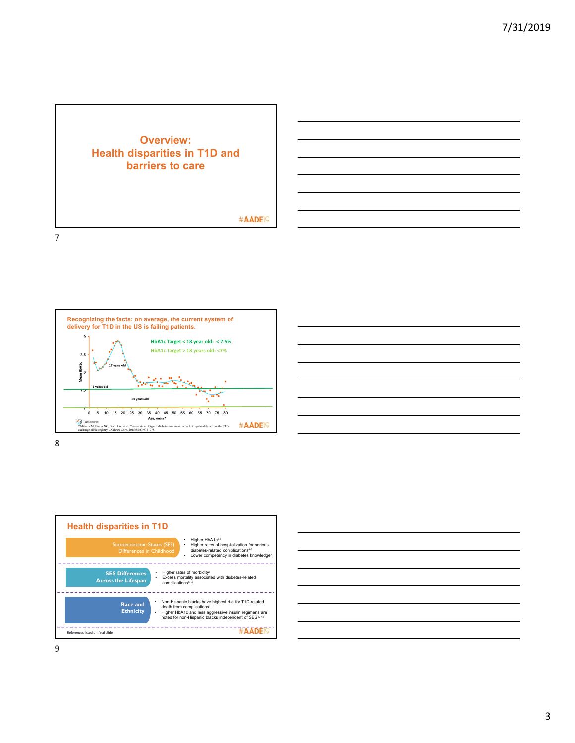## Overview: Health disparities in T1D and barriers to care

#AADE19

## Recognizing the facts: on average, the current system of delivery for T1D in the US is failing patients.

HbA1c Target < 18 year old: < 7.5%

HbA1c Target > 18 years old: <7%

Mean HbA1c

17 years old

6 years old

30 years old

Age, years*

0 5 10 15 20 25 30 35 40 45 50 55 60 65 70 75 80

T1D Exchange

[1]Miller KM, Foster NC, Beck RW, et al. Current state of type 1 diabetes treatment in the US: updated data from the T1D exchange clinic registry. *Diabetes Care*. 2015;38(6):971–978

#AADE19

## Health disparities in T1D

**Socioeconomic Status (SES) Differences in Childhood**
- Higher HbA1c[1-5]
- Higher rates of hospitalization for serious diabetes-related complications[4-6]
- Lower competency in diabetes knowledge[7]

**SES Differences Across the Lifespan**
- Higher rates of morbidity[8]
- Excess mortality associated with diabetes-related complications[8-10]

**Race and Ethnicity**
- Non-Hispanic blacks have highest risk for T1D-related death from complications[11]
- Higher HbA1c and less aggressive insulin regimens are noted for non-Hispanic blacks independent of SES[12-14]

References listed on final slide

#AADE19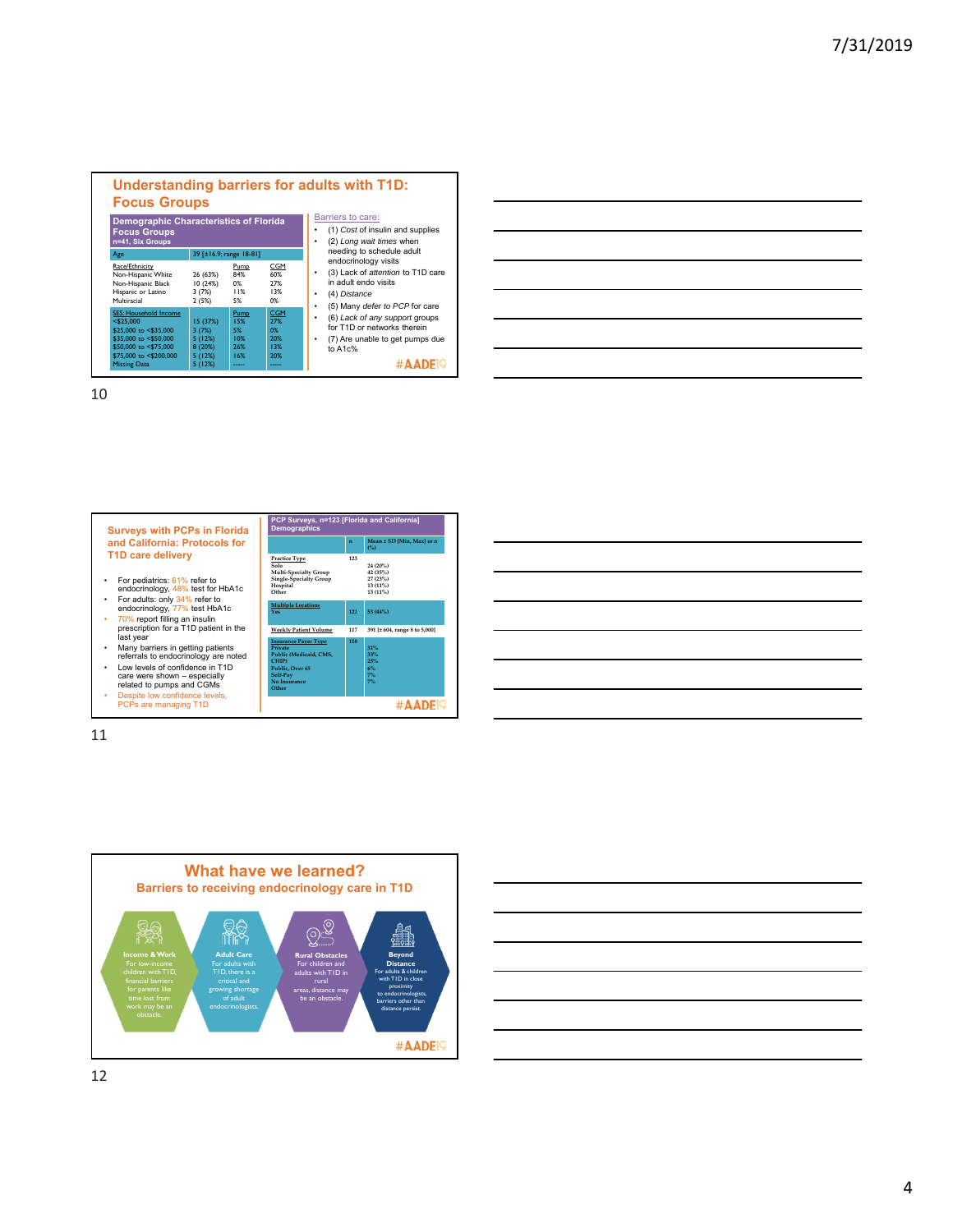## Understanding barriers for adults with T1D: Focus Groups

**Demographic Characteristics of Florida Focus Groups**
n=41, Six Groups

| Age | 39 [±16.9; range 18-81] | | |
|---|---|---|---|
| Race/Ethnicity | | Pump | CGM |
| Non-Hispanic White | 26 (63%) | 84% | 60% |
| Non-Hispanic Black | 10 (24%) | 0% | 27% |
| Hispanic or Latino | 3 (7%) | 11% | 13% |
| Multiracial | 2 (5%) | 5% | 0% |
| SES: Household Income | | Pump | CGM |
| <$25,000 | 15 (37%) | 15% | 27% |
| $25,000 to <$35,000 | 3 (7%) | 5% | 0% |
| $35,000 to <$50,000 | 5 (12%) | 10% | 20% |
| $50,000 to <$75,000 | 8 (20%) | 26% | 13% |
| $75,000 to <$200,000 | 5 (12%) | 16% | 20% |
| Missing Data | 5 (12%) | ----- | ----- |

Barriers to care:

- (1) *Cost* of insulin and supplies
- (2) *Long wait times* when needing to schedule adult endocrinology visits
- (3) Lack of *attention* to T1D care in adult endo visits
- (4) *Distance*
- (5) Many *defer to PCP* for care
- (6) *Lack of any support* groups for T1D or networks therein
- (7) Are unable to get pumps due to A1c%

#AADE19

## Surveys with PCPs in Florida and California: Protocols for T1D care delivery

- For pediatrics: 61% refer to endocrinology, 48% test for HbA1c
- For adults: only 34% refer to endocrinology, 77% test HbA1c
- 70% report filling an insulin prescription for a T1D patient in the last year
- Many barriers in getting patients referrals to endocrinology are noted
- Low levels of confidence in T1D care were shown – especially related to pumps and CGMs
- Despite low confidence levels, PCPs are managing T1D

**PCP Surveys, n=123 [Florida and California] Demographics**

| | n | Mean ± SD [Min, Max] or n (%) |
|---|---|---|
| Practice Type | 123 | |
| Solo | | 24 (20%) |
| Multi-Specialty Group | | 42 (35%) |
| Single-Specialty Group | | 27 (23%) |
| Hospital | | 13 (11%) |
| Other | | 13 (11%) |
| Multiple Locations | | |
| Yes | 121 | 53 (44%) |
| Weekly Patient Volume | 117 | 391 [± 604, range 8 to 5,000] |
| Insurance Payer Type | 118 | |
| Private | | 31% |
| Public (Medicaid, CMS, CHIP) | | 33% |
| Public, Over 65 | | 25% |
| Self-Pay | | 6% |
| No Insurance | | 7% |
| Other | | 7% |

#AADE19

## What have we learned?

### Barriers to receiving endocrinology care in T1D

- **Income & Work**: For low-income children with T1D, financial barriers for parents like time lost from work may be an obstacle.
- **Adult Care**: For adults with T1D, there is a critical and growing shortage of adult endocrinologists.
- **Rural Obstacles**: For children and adults with T1D in rural areas, distance may be an obstacle.
- **Beyond Distance**: For adults & children with T1D in close proximity to endocrinologists, barriers other than distance persist.

#AADE19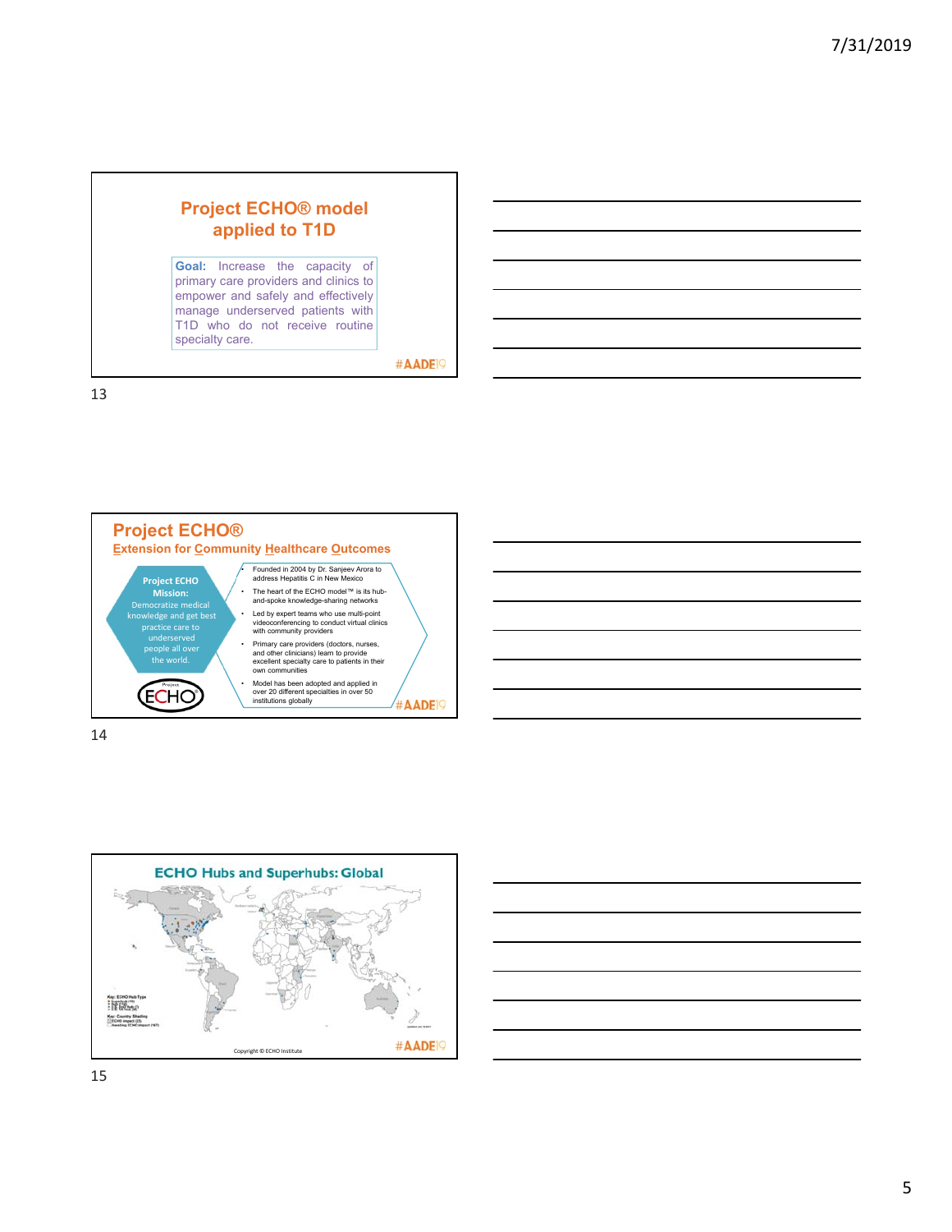## Project ECHO® model applied to T1D

**Goal:** Increase the capacity of primary care providers and clinics to empower and safely and effectively manage underserved patients with T1D who do not receive routine specialty care.

#AADE19

## Project ECHO®

### Extension for Community Healthcare Outcomes

**Project ECHO Mission:**
Democratize medical knowledge and get best practice care to underserved people all over the world.

- Founded in 2004 by Dr. Sanjeev Arora to address Hepatitis C in New Mexico
- The heart of the ECHO model™ is its hub-and-spoke knowledge-sharing networks
- Led by expert teams who use multi-point videoconferencing to conduct virtual clinics with community providers
- Primary care providers (doctors, nurses, and other clinicians) learn to provide excellent specialty care to patients in their own communities
- Model has been adopted and applied in over 20 different specialties in over 50 institutions globally

#AADE19

## ECHO Hubs and Superhubs: Global

Copyright © ECHO Institute

#AADE19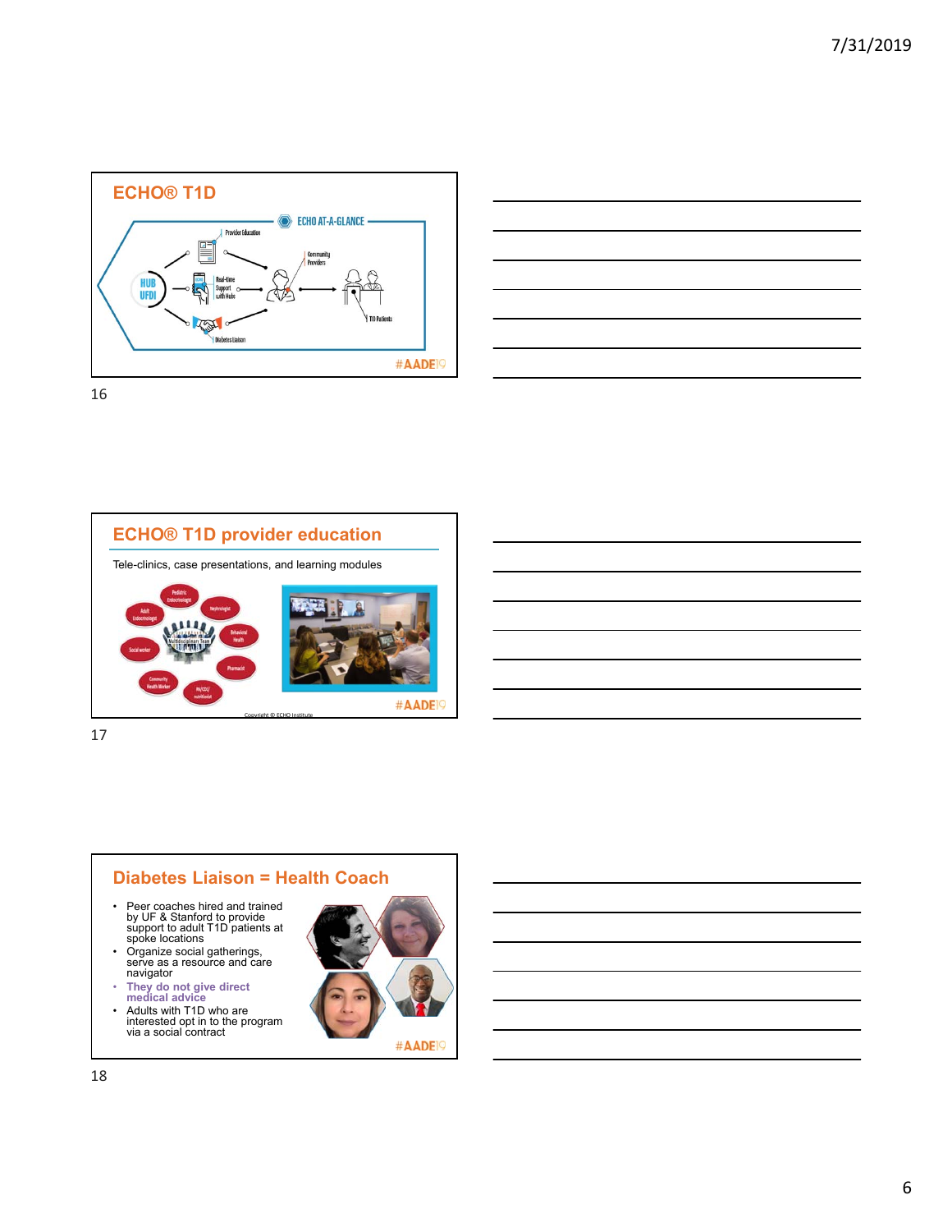## ECHO® T1D

ECHO AT-A-GLANCE

HUB UFDI

Provider Education

Real-time Support with Hubs

Diabetes Liaison

Community Providers

T1D Patients

#AADE19

## ECHO® T1D provider education

Tele-clinics, case presentations, and learning modules

Pediatric Endocrinologist

Adult Endocrinologist

Nephrologist

Multidisciplinary Team

Behavioral Health

Social worker

Pharmacist

Community Health Worker

RN/CDE/nutritionist

Copyright © ECHO Institute

#AADE19

## Diabetes Liaison = Health Coach

- Peer coaches hired and trained by UF & Stanford to provide support to adult T1D patients at spoke locations
- Organize social gatherings, serve as a resource and care navigator
- **They do not give direct medical advice**
- Adults with T1D who are interested opt in to the program via a social contract

#AADE19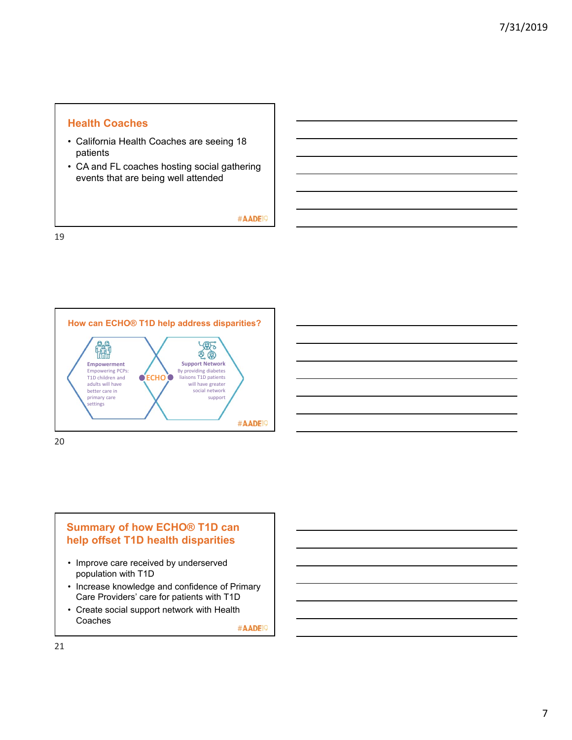## Health Coaches

- California Health Coaches are seeing 18 patients
- CA and FL coaches hosting social gathering events that are being well attended

#AADE19

## How can ECHO® T1D help address disparities?

**Empowerment**
Empowering PCPs: T1D children and adults will have better care in primary care settings

ECHO

**Support Network**
By providing diabetes liaisons T1D patients will have greater social network support

#AADE19

## Summary of how ECHO® T1D can help offset T1D health disparities

- Improve care received by underserved population with T1D
- Increase knowledge and confidence of Primary Care Providers' care for patients with T1D
- Create social support network with Health Coaches

#AADE19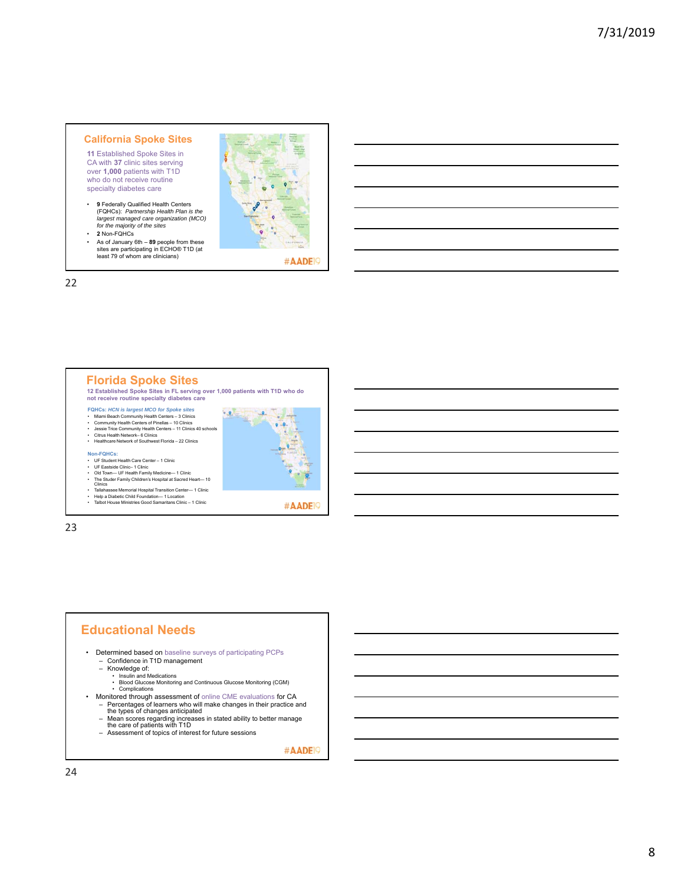## California Spoke Sites

**11** Established Spoke Sites in CA with **37** clinic sites serving over **1,000** patients with T1D who do not receive routine specialty diabetes care

- **9** Federally Qualified Health Centers (FQHCs): *Partnership Health Plan is the largest managed care organization (MCO) for the majority of the sites*
- **2** Non-FQHCs
- As of January 6th – **89** people from these sites are participating in ECHO® T1D (at least 79 of whom are clinicians)

#AADE19

## Florida Spoke Sites

**12 Established Spoke Sites in FL serving over 1,000 patients with T1D who do not receive routine specialty diabetes care**

**FQHCs:** ***HCN is largest MCO for Spoke sites***

- Miami Beach Community Health Centers – 3 Clinics
- Community Health Centers of Pinellas – 10 Clinics
- Jessie Trice Community Health Centers – 11 Clinics 40 schools
- Citrus Health Network– 6 Clinics
- Healthcare Network of Southwest Florida – 22 Clinics

**Non-FQHCs:**

- UF Student Health Care Center – 1 Clinic
- UF Eastside Clinic– 1 Clinic
- Old Town— UF Health Family Medicine— 1 Clinic
- The Studer Family Children's Hospital at Sacred Heart— 10 Clinics
- Tallahassee Memorial Hospital Transition Center— 1 Clinic
- Help a Diabetic Child Foundation— 1 Location
- Talbot House Ministries Good Samaritans Clinic – 1 Clinic

#AADE19

## Educational Needs

- Determined based on baseline surveys of participating PCPs
  - Confidence in T1D management
  - Knowledge of:
    - Insulin and Medications
    - Blood Glucose Monitoring and Continuous Glucose Monitoring (CGM)
    - Complications
- Monitored through assessment of online CME evaluations for CA
  - Percentages of learners who will make changes in their practice and the types of changes anticipated
  - Mean scores regarding increases in stated ability to better manage the care of patients with T1D
  - Assessment of topics of interest for future sessions

#AADE19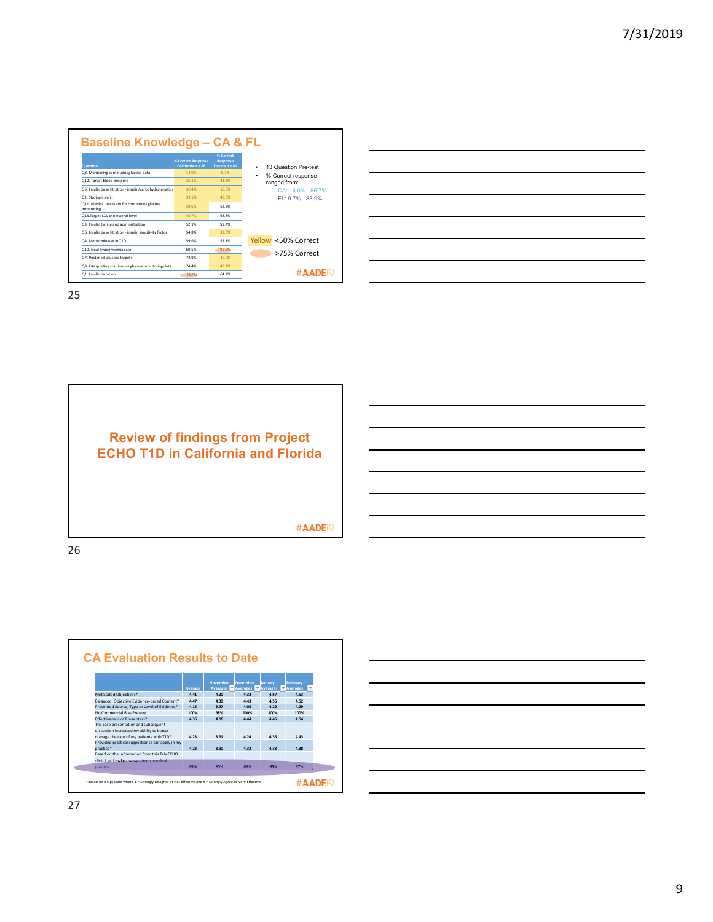## Baseline Knowledge – CA & FL

| Question | % Correct Response California n = 56 | % Correct Response Florida n = 41 |
|---|---|---|
| Q8. Monitoring continuous glucose data | 14.0% | 9.7% |
| Q12. Target blood pressure | 26.1% | 31.3% |
| Q5. Insulin dose titration - insulin/carbohydrate ratios | 36.4% | 10.0% |
| Q2. Staring insulin | 39.1% | 40.6% |
| Q11. Medical necessity for continuous glucose monitoring | 39.5% | 62.5% |
| Q13.Target LDL cholesterol level | 45.7% | 68.8% |
| Q3. Insulin timing and administration | 52.1% | 59.4% |
| Q6. Insulin dose titration - insulin sensitivity factor | 54.8% | 33.3% |
| Q4. Metformin use in T1D | 59.6% | 58.1% |
| Q10. Goal hypoglycemia rate | 60.5% | 83.9% |
| Q7. Post-meal glucose targets | 72.9% | 40.0% |
| Q9. Interpreting continuous glucose monitoring data | 74.4% | 48.4% |
| Q1. Insulin duration | 85.7% | 64.7% |

- 13 Question Pre-test
- % Correct response ranged from:
  - CA: 14.0% - 85.7%
  - FL: 9.7% - 83.9%

Yellow <50% Correct

>75% Correct

#AADE19

## Review of findings from Project ECHO T1D in California and Florida

#AADE19

## CA Evaluation Results to Date

| | Average | November Averages | December Averages | January Averages | February Averages |
|---|---|---|---|---|---|
| Met Stated Objectives* | 4.41 | 4.20 | 4.33 | 4.57 | 4.53 |
| Balanced, Objective Evidence-based Content* | 4.47 | 4.39 | 4.43 | 4.55 | 4.52 |
| Presented Source, Type or Level of Evidence* | 4.15 | 3.97 | 4.05 | 4.29 | 4.29 |
| No Commercial Bias Present | 100% | 98% | 100% | 100% | 100% |
| Effectiveness of Presenters* | 4.36 | 4.06 | 4.44 | 4.45 | 4.54 |
| The case presentation and subsequent discussion increased my ability to better manage the care of my patients with T1D* | 4.23 | 3.91 | 4.24 | 4.35 | 4.43 |
| Provided practical suggestions I can apply in my practice* | 4.23 | 3.90 | 4.32 | 4.33 | 4.38 |
| Based on the information from this TeleECHO clinic I will make changes in my medical practice. | 85% | 80% | 88% | 85% | 87% |

*Based on a 5 pt scale where 1 = Strongly Disagree or Not Effective and 5 = Strongly Agree or Very Effective

#AADE19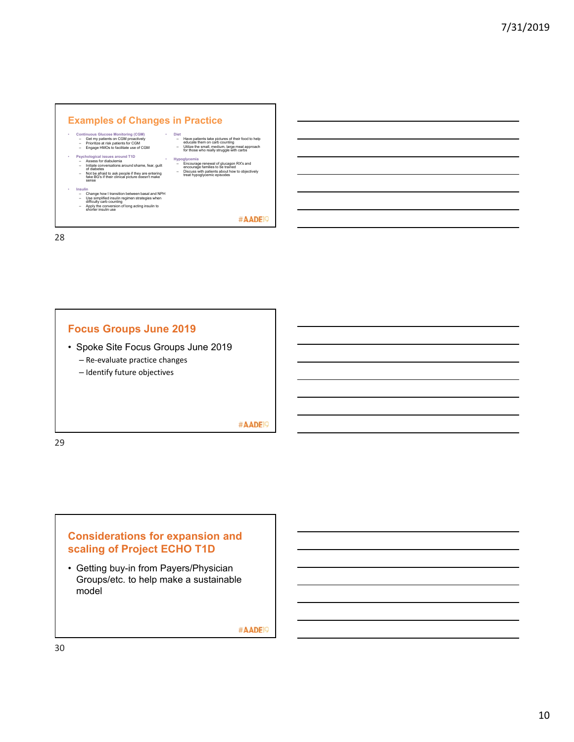## Examples of Changes in Practice

- **Continuous Glucose Monitoring (CGM)**
  - Get my patients on CGM proactively
  - Prioritize at risk patients for CGM
  - Engage HMOs to facilitate use of CGM
- **Psychological issues around T1D**
  - Assess for diabulemia
  - Initiate conversations around shame, fear, guilt of diabetes
  - Not be afraid to ask people if they are entering fake BG's if their clinical picture doesn't make sense
- **Insulin**
  - Change how I transition between basal and NPH
  - Use simplified insulin regimen strategies when difficulty carb counting
  - Apply the conversion of long acting insulin to shorter insulin use
- **Diet**
  - Have patients take pictures of their food to help educate them on carb counting
  - Utilize the small, medium, large meal approach for those who really struggle with carbs
- **Hypoglycemia**
  - Encourage renewal of glucagon RX's and encourage families to be trained
  - Discuss with patients about how to objectively treat hypoglycemic episodes

#AADE19

## Focus Groups June 2019

- Spoke Site Focus Groups June 2019
  - Re-evaluate practice changes
  - Identify future objectives

#AADE19

## Considerations for expansion and scaling of Project ECHO T1D

- Getting buy-in from Payers/Physician Groups/etc. to help make a sustainable model

#AADE19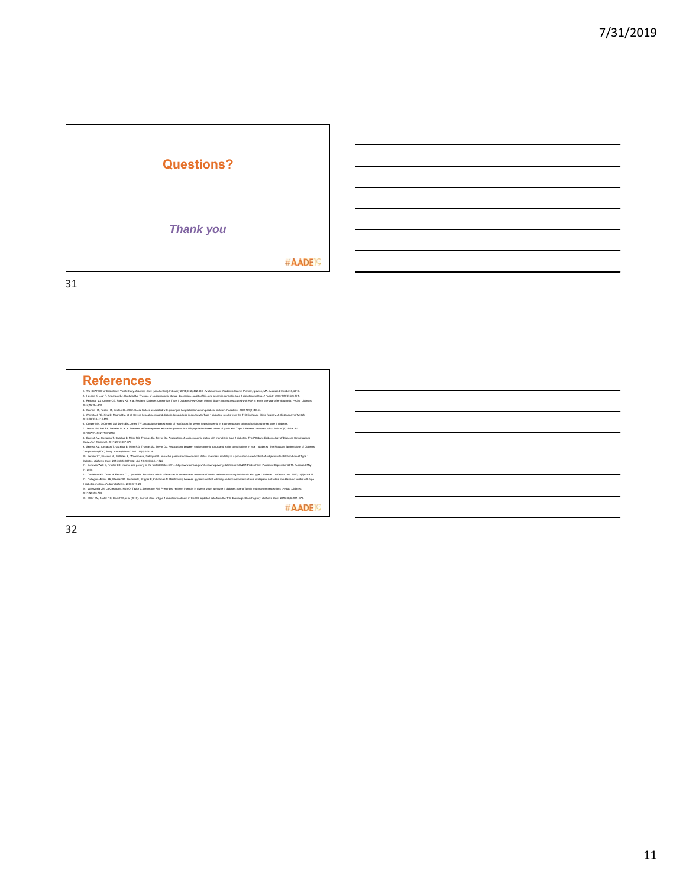## Questions?

*Thank you*

#AADE19

## References

1. The SEARCH for Diabetes in Youth Study. *Diabetes Care* [serial online]. February 2014;37(2):402-408. Available from: Academic Search Premier, Ipswich, MA. Accessed October 8, 2016.
2. Hassan K, Loar R, Anderson BJ, Heptulla RA. The role of socioeconomic status, depression, quality of life, and glycemic control in type 1 diabetes mellitus. *J Pediatr*. 2006;149(4):526-531.
3. Redondo MJ, Connor CG, Ruedy KJ, et al. Pediatric Diabetes Consortium Type 1 Diabetes New Onset (NeOn) Study: factors associated with HbA1c levels one year after diagnosis. *Pediatr Diabetes*. 2014;15:294-302.
4. Keenan HT, Foster HT, Bratton SL. 2002. Social factors associated with prolonged hospitalization among diabetic children. *Pediatrics*. 2002;109(1):40-44.
5. Weinstock RS, Xing D, Maahs DM, et al. Severe hypoglycemia and diabetic ketoacidosis in adults with Type 1 diabetes: results from the T1D Exchange Clinic Registry. *J Clin Endocrinol Metab*. 2013;98(8):3411-3419.
6. Cooper MN, O'Connell SM, Davis EA, Jones TW. A population-based study of risk factors for severe hypoglycaemia in a contemporary cohort of childhood-onset type 1 diabetes.
7. Jacobs LM, Bell RA, Dabelea D, et al. Diabetes self-management education patterns in a US population-based cohort of youth with Type 1 diabetes. *Diabetes Educ*. 2014;40(1):29-39. doi: 10.1177/0145721713512166
8. Secrest AM, Costacou T, Gutelius B, Miller RG, Thomas SJ, Trevor OJ. Association of socioeconomic status with mortality in type 1 diabetes: The Pittsburgh Epidemiology of Diabetes Complications Study. *Ann Epidemiol*. 2011;21(5):367-373.
9. Secrest AM, Costacou T, Gutelius B, Miller RG, Thomas SJ, Trevor OJ. Associations between socioeconomic status and major complications in type 1 diabetes: The Pittsburgh Epidemiology of Diabetes Complication (EDC) Study. *Ann Epidemiol*. 2011;21(5):374-381
10. Nielsen YT, Blossom M, Wållinder A, Wasenbaum, Dahlquist G. Impact of potential socioeconomic status on excess mortality in a population-based cohort of subjects with childhood-onset Type 1 Diabetes. *Diabetes Care*. 2015;38(5):827-832. doi: 10.2337/dc14-1522
11. Denavas-Walt C, Proctor BD. Income and poverty in the United States: 2014. http://www.census.gov/hhes/www/poverty/data/incpovhlth/2014/index.html. Published September 2015. Accessed May 11, 2016
12. Gandhism KK, Drum M, Estrada CL, Lipton RB. Racial and ethnic differences in an estimated measure of insulin resistance among individuals with type 1 diabetes. *Diabetes Care*. 2010;33(3):614-619
13. Gallegos-Macias AR, Macias SR, Kaufman E, Skipper B, Kalishman N. Relationship between glycemic control, ethnicity and socioeconomic status in Hispanic and white non-Hispanic youths with type 1 diabetes mellitus. *Pediatr Diabetes*. 2003;4:19-23
14. Valenzuela JM, La Greca AM, Hsin O, Taylor C, Delamater AM. Prescribed regimen intensity in diverse youth with type 1 diabetes: role of family and provider perceptions. *Pediatr Diabetes*. 2011;12:696-703
15. Miller KM, Foster NC, Beck RW, et al (2015). Current state of type 1 diabetes treatment in the US: Updated data from the T1D Exchange Clinic Registry. *Diabetes Care*. 2015;38(6):971-978.

#AADE19